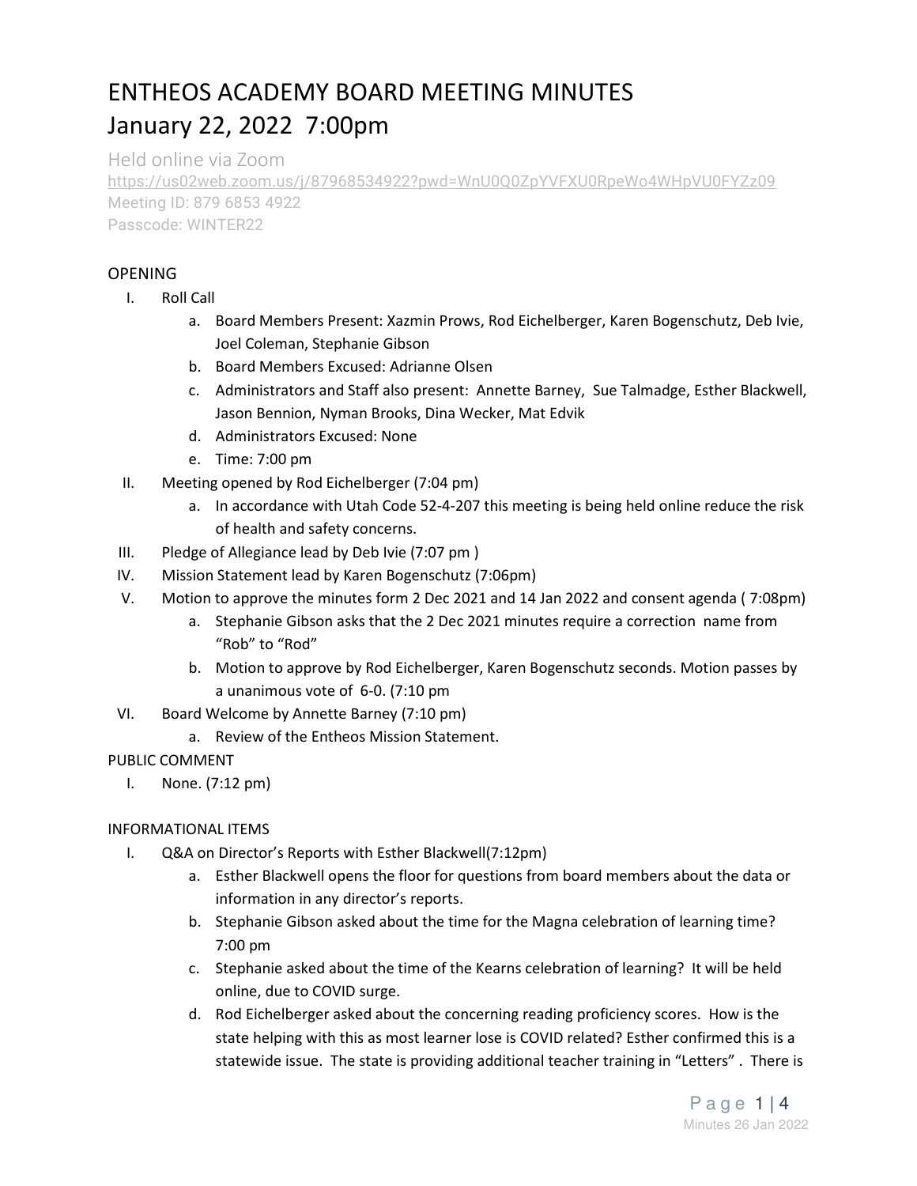# ENTHEOS ACADEMY BOARD MEETING MINUTES
# January 22, 2022 7:00pm

Held online via Zoom
https://us02web.zoom.us/j/87968534922?pwd=WnU0Q0ZpYVFXU0RpeWo4WHpVU0FYZz09
Meeting ID: 879 6853 4922
Passcode: WINTER22

## OPENING

I. Roll Call
   a. Board Members Present: Xazmin Prows, Rod Eichelberger, Karen Bogenschutz, Deb Ivie, Joel Coleman, Stephanie Gibson
   b. Board Members Excused: Adrianne Olsen
   c. Administrators and Staff also present: Annette Barney, Sue Talmadge, Esther Blackwell, Jason Bennion, Nyman Brooks, Dina Wecker, Mat Edvik
   d. Administrators Excused: None
   e. Time: 7:00 pm

II. Meeting opened by Rod Eichelberger (7:04 pm)
   a. In accordance with Utah Code 52-4-207 this meeting is being held online reduce the risk of health and safety concerns.

III. Pledge of Allegiance lead by Deb Ivie (7:07 pm )

IV. Mission Statement lead by Karen Bogenschutz (7:06pm)

V. Motion to approve the minutes form 2 Dec 2021 and 14 Jan 2022 and consent agenda ( 7:08pm)
   a. Stephanie Gibson asks that the 2 Dec 2021 minutes require a correction name from "Rob" to "Rod"
   b. Motion to approve by Rod Eichelberger, Karen Bogenschutz seconds. Motion passes by a unanimous vote of 6-0. (7:10 pm

VI. Board Welcome by Annette Barney (7:10 pm)
   a. Review of the Entheos Mission Statement.

## PUBLIC COMMENT

I. None. (7:12 pm)

## INFORMATIONAL ITEMS

I. Q&A on Director's Reports with Esther Blackwell(7:12pm)
   a. Esther Blackwell opens the floor for questions from board members about the data or information in any director's reports.
   b. Stephanie Gibson asked about the time for the Magna celebration of learning time? 7:00 pm
   c. Stephanie asked about the time of the Kearns celebration of learning? It will be held online, due to COVID surge.
   d. Rod Eichelberger asked about the concerning reading proficiency scores. How is the state helping with this as most learner lose is COVID related? Esther confirmed this is a statewide issue. The state is providing additional teacher training in "Letters" . There is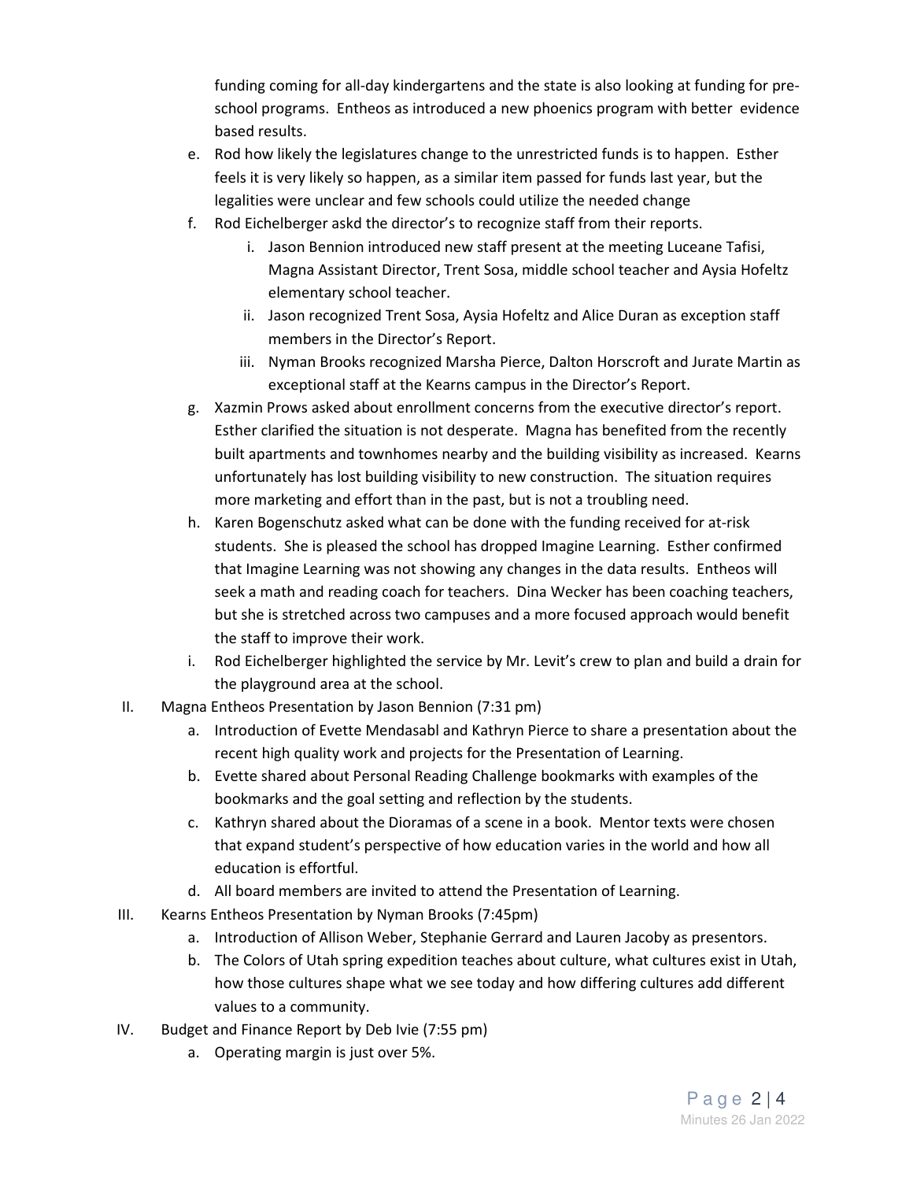funding coming for all-day kindergartens and the state is also looking at funding for pre-school programs. Entheos as introduced a new phoenics program with better evidence based results.

e. Rod how likely the legislatures change to the unrestricted funds is to happen. Esther feels it is very likely so happen, as a similar item passed for funds last year, but the legalities were unclear and few schools could utilize the needed change

f. Rod Eichelberger askd the director's to recognize staff from their reports.

   i. Jason Bennion introduced new staff present at the meeting Luceane Tafisi, Magna Assistant Director, Trent Sosa, middle school teacher and Aysia Hofeltz elementary school teacher.

   ii. Jason recognized Trent Sosa, Aysia Hofeltz and Alice Duran as exception staff members in the Director's Report.

   iii. Nyman Brooks recognized Marsha Pierce, Dalton Horscroft and Jurate Martin as exceptional staff at the Kearns campus in the Director's Report.

g. Xazmin Prows asked about enrollment concerns from the executive director's report. Esther clarified the situation is not desperate. Magna has benefited from the recently built apartments and townhomes nearby and the building visibility as increased. Kearns unfortunately has lost building visibility to new construction. The situation requires more marketing and effort than in the past, but is not a troubling need.

h. Karen Bogenschutz asked what can be done with the funding received for at-risk students. She is pleased the school has dropped Imagine Learning. Esther confirmed that Imagine Learning was not showing any changes in the data results. Entheos will seek a math and reading coach for teachers. Dina Wecker has been coaching teachers, but she is stretched across two campuses and a more focused approach would benefit the staff to improve their work.

i. Rod Eichelberger highlighted the service by Mr. Levit's crew to plan and build a drain for the playground area at the school.

II. Magna Entheos Presentation by Jason Bennion (7:31 pm)

   a. Introduction of Evette Mendasabl and Kathryn Pierce to share a presentation about the recent high quality work and projects for the Presentation of Learning.

   b. Evette shared about Personal Reading Challenge bookmarks with examples of the bookmarks and the goal setting and reflection by the students.

   c. Kathryn shared about the Dioramas of a scene in a book. Mentor texts were chosen that expand student's perspective of how education varies in the world and how all education is effortful.

   d. All board members are invited to attend the Presentation of Learning.

III. Kearns Entheos Presentation by Nyman Brooks (7:45pm)

   a. Introduction of Allison Weber, Stephanie Gerrard and Lauren Jacoby as presentors.

   b. The Colors of Utah spring expedition teaches about culture, what cultures exist in Utah, how those cultures shape what we see today and how differing cultures add different values to a community.

IV. Budget and Finance Report by Deb Ivie (7:55 pm)

   a. Operating margin is just over 5%.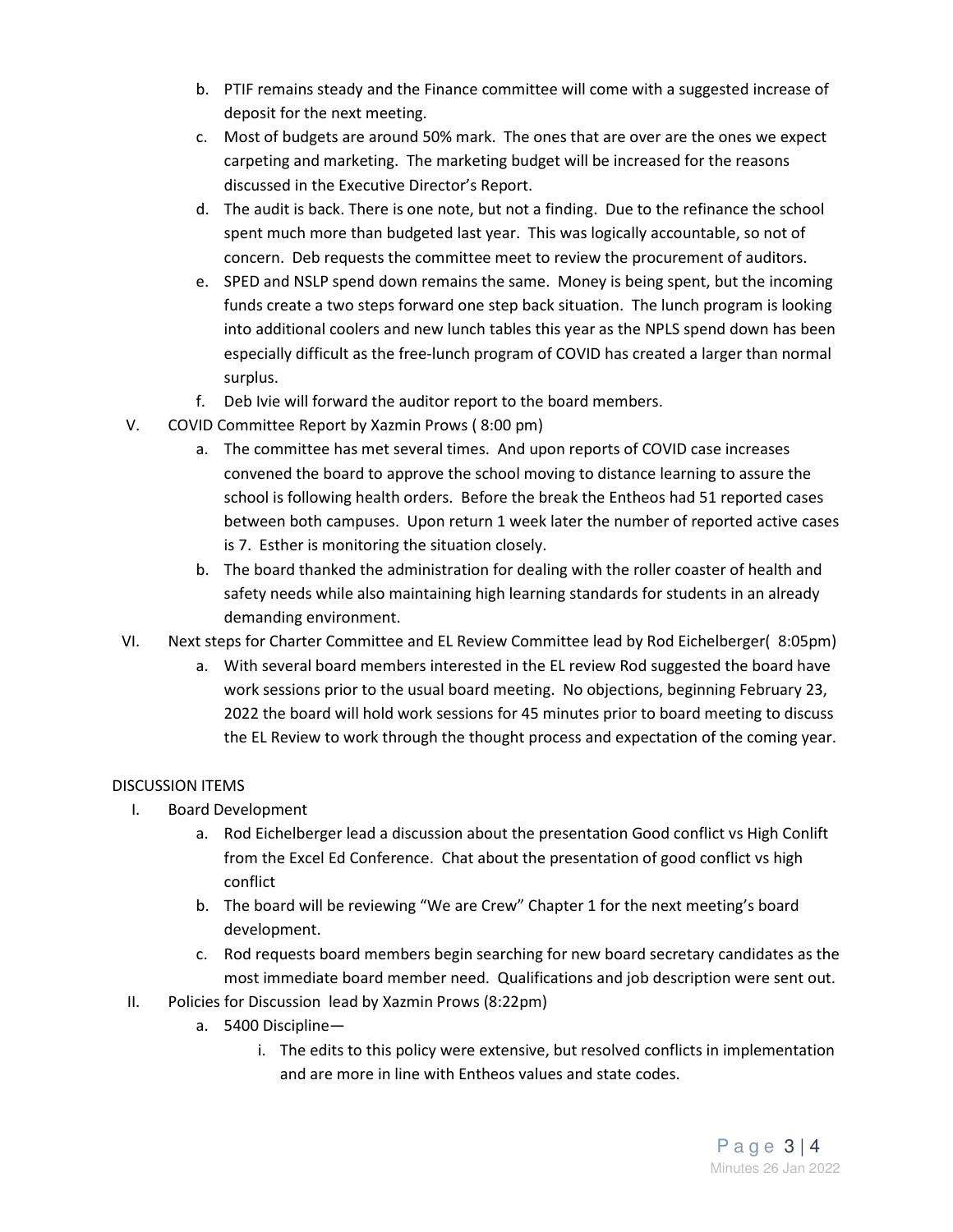b. PTIF remains steady and the Finance committee will come with a suggested increase of deposit for the next meeting.
c. Most of budgets are around 50% mark. The ones that are over are the ones we expect carpeting and marketing. The marketing budget will be increased for the reasons discussed in the Executive Director's Report.
d. The audit is back. There is one note, but not a finding. Due to the refinance the school spent much more than budgeted last year. This was logically accountable, so not of concern. Deb requests the committee meet to review the procurement of auditors.
e. SPED and NSLP spend down remains the same. Money is being spent, but the incoming funds create a two steps forward one step back situation. The lunch program is looking into additional coolers and new lunch tables this year as the NPLS spend down has been especially difficult as the free-lunch program of COVID has created a larger than normal surplus.
f. Deb Ivie will forward the auditor report to the board members.

V. COVID Committee Report by Xazmin Prows ( 8:00 pm)
   a. The committee has met several times. And upon reports of COVID case increases convened the board to approve the school moving to distance learning to assure the school is following health orders. Before the break the Entheos had 51 reported cases between both campuses. Upon return 1 week later the number of reported active cases is 7. Esther is monitoring the situation closely.
   b. The board thanked the administration for dealing with the roller coaster of health and safety needs while also maintaining high learning standards for students in an already demanding environment.

VI. Next steps for Charter Committee and EL Review Committee lead by Rod Eichelberger( 8:05pm)
   a. With several board members interested in the EL review Rod suggested the board have work sessions prior to the usual board meeting. No objections, beginning February 23, 2022 the board will hold work sessions for 45 minutes prior to board meeting to discuss the EL Review to work through the thought process and expectation of the coming year.

DISCUSSION ITEMS

I. Board Development
   a. Rod Eichelberger lead a discussion about the presentation Good conflict vs High Conlift from the Excel Ed Conference. Chat about the presentation of good conflict vs high conflict
   b. The board will be reviewing "We are Crew" Chapter 1 for the next meeting's board development.
   c. Rod requests board members begin searching for new board secretary candidates as the most immediate board member need. Qualifications and job description were sent out.

II. Policies for Discussion lead by Xazmin Prows (8:22pm)
   a. 5400 Discipline—
      i. The edits to this policy were extensive, but resolved conflicts in implementation and are more in line with Entheos values and state codes.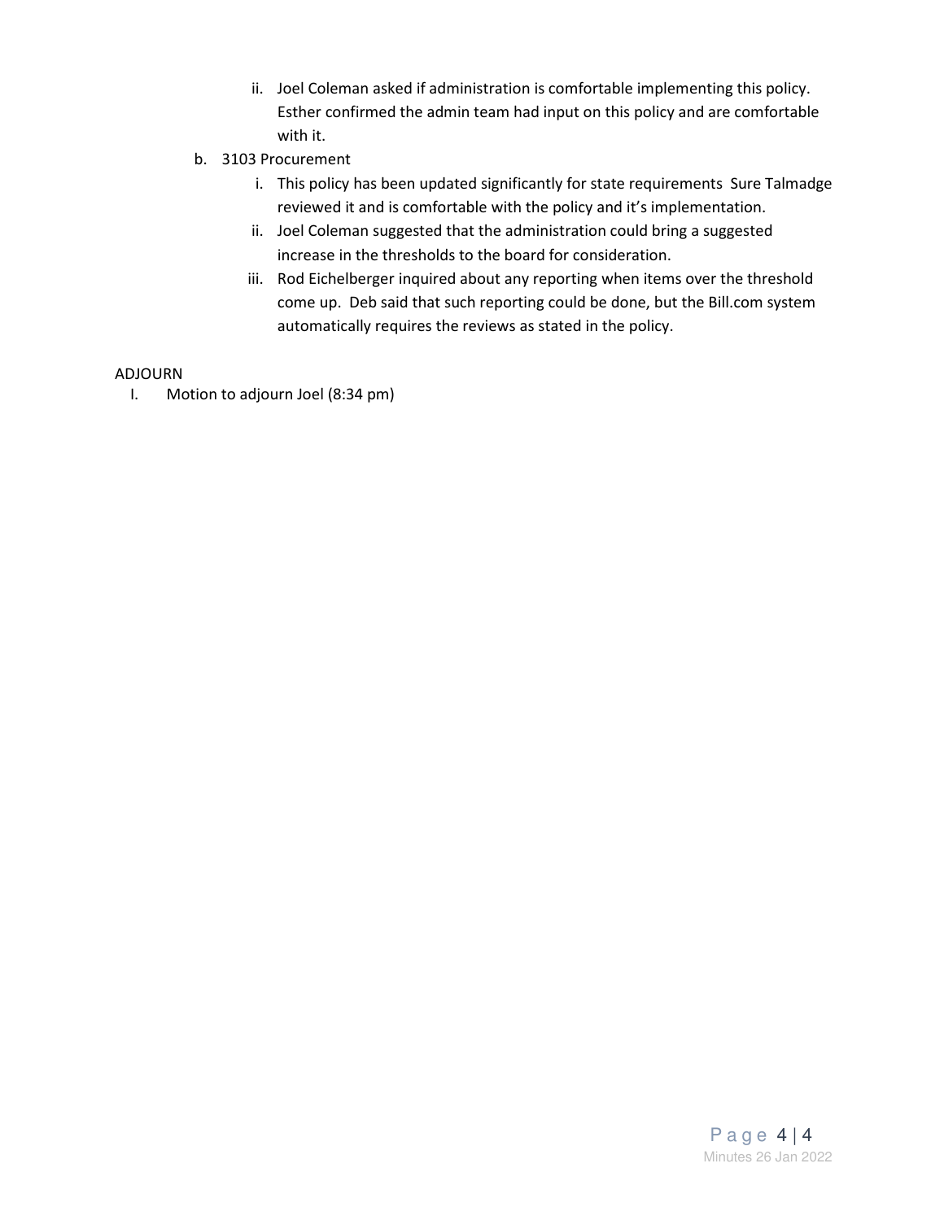ii. Joel Coleman asked if administration is comfortable implementing this policy. Esther confirmed the admin team had input on this policy and are comfortable with it.

b. 3103 Procurement

   i. This policy has been updated significantly for state requirements  Sure Talmadge reviewed it and is comfortable with the policy and it's implementation.
   ii. Joel Coleman suggested that the administration could bring a suggested increase in the thresholds to the board for consideration.
   iii. Rod Eichelberger inquired about any reporting when items over the threshold come up.  Deb said that such reporting could be done, but the Bill.com system automatically requires the reviews as stated in the policy.

ADJOURN

I. Motion to adjourn Joel (8:34 pm)